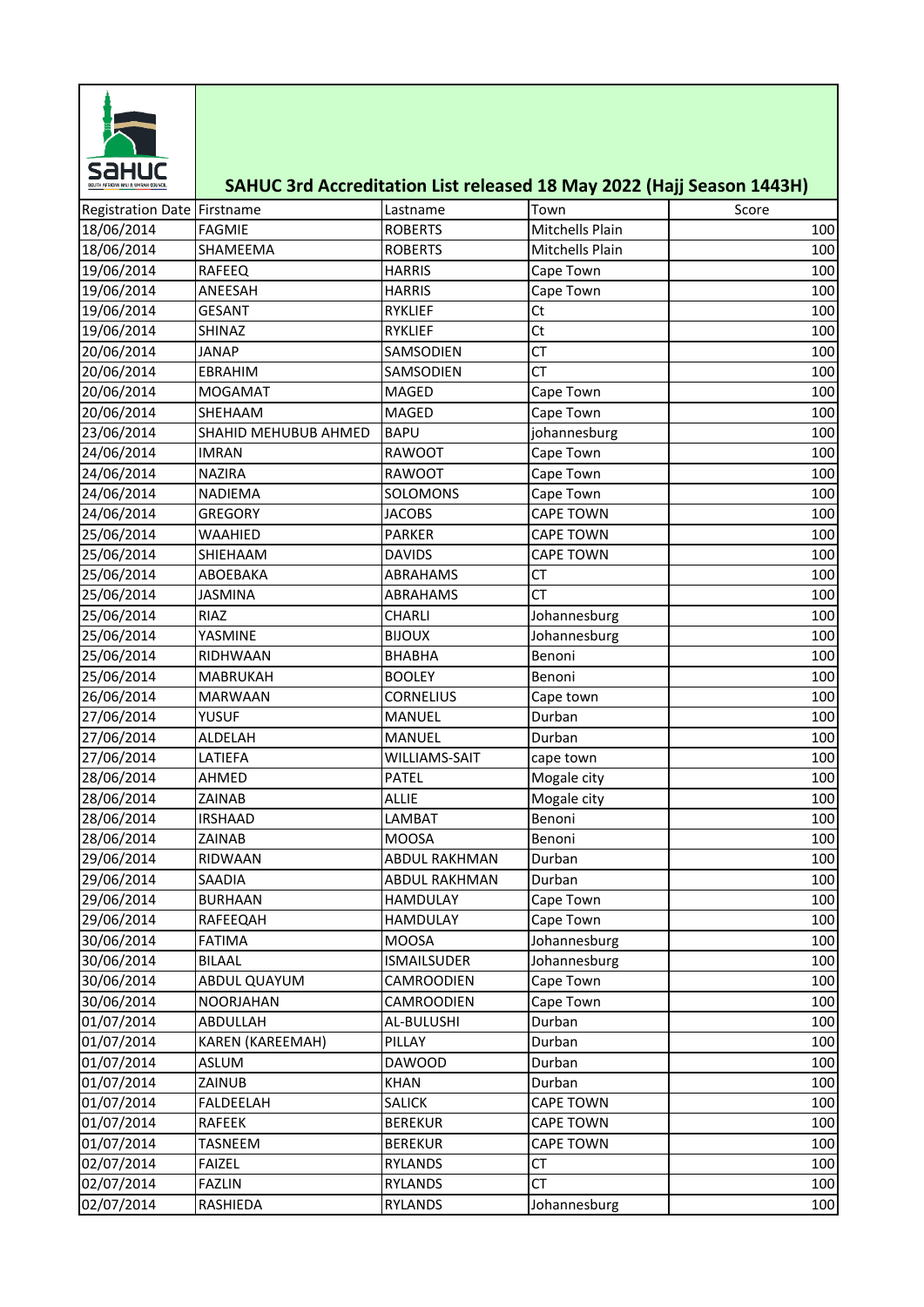# SAHUC 3rd Accreditation List released 18 May 2022 (Hajj Season 1443H)

| Registration Date | Firstname | Lastname | Town | Score |
|---|---|---|---|---|
| 18/06/2014 | FAGMIE | ROBERTS | Mitchells Plain | 100 |
| 18/06/2014 | SHAMEEMA | ROBERTS | Mitchells Plain | 100 |
| 19/06/2014 | RAFEEQ | HARRIS | Cape Town | 100 |
| 19/06/2014 | ANEESAH | HARRIS | Cape Town | 100 |
| 19/06/2014 | GESANT | RYKLIEF | Ct | 100 |
| 19/06/2014 | SHINAZ | RYKLIEF | Ct | 100 |
| 20/06/2014 | JANAP | SAMSODIEN | CT | 100 |
| 20/06/2014 | EBRAHIM | SAMSODIEN | CT | 100 |
| 20/06/2014 | MOGAMAT | MAGED | Cape Town | 100 |
| 20/06/2014 | SHEHAAM | MAGED | Cape Town | 100 |
| 23/06/2014 | SHAHID MEHUBUB AHMED | BAPU | johannesburg | 100 |
| 24/06/2014 | IMRAN | RAWOOT | Cape Town | 100 |
| 24/06/2014 | NAZIRA | RAWOOT | Cape Town | 100 |
| 24/06/2014 | NADIEMA | SOLOMONS | Cape Town | 100 |
| 24/06/2014 | GREGORY | JACOBS | CAPE TOWN | 100 |
| 25/06/2014 | WAAHIED | PARKER | CAPE TOWN | 100 |
| 25/06/2014 | SHIEHAAM | DAVIDS | CAPE TOWN | 100 |
| 25/06/2014 | ABOEBAKA | ABRAHAMS | CT | 100 |
| 25/06/2014 | JASMINA | ABRAHAMS | CT | 100 |
| 25/06/2014 | RIAZ | CHARLI | Johannesburg | 100 |
| 25/06/2014 | YASMINE | BIJOUX | Johannesburg | 100 |
| 25/06/2014 | RIDHWAAN | BHABHA | Benoni | 100 |
| 25/06/2014 | MABRUKAH | BOOLEY | Benoni | 100 |
| 26/06/2014 | MARWAAN | CORNELIUS | Cape town | 100 |
| 27/06/2014 | YUSUF | MANUEL | Durban | 100 |
| 27/06/2014 | ALDELAH | MANUEL | Durban | 100 |
| 27/06/2014 | LATIEFA | WILLIAMS-SAIT | cape town | 100 |
| 28/06/2014 | AHMED | PATEL | Mogale city | 100 |
| 28/06/2014 | ZAINAB | ALLIE | Mogale city | 100 |
| 28/06/2014 | IRSHAAD | LAMBAT | Benoni | 100 |
| 28/06/2014 | ZAINAB | MOOSA | Benoni | 100 |
| 29/06/2014 | RIDWAAN | ABDUL RAKHMAN | Durban | 100 |
| 29/06/2014 | SAADIA | ABDUL RAKHMAN | Durban | 100 |
| 29/06/2014 | BURHAAN | HAMDULAY | Cape Town | 100 |
| 29/06/2014 | RAFEEQAH | HAMDULAY | Cape Town | 100 |
| 30/06/2014 | FATIMA | MOOSA | Johannesburg | 100 |
| 30/06/2014 | BILAAL | ISMAILSUDER | Johannesburg | 100 |
| 30/06/2014 | ABDUL QUAYUM | CAMROODIEN | Cape Town | 100 |
| 30/06/2014 | NOORJAHAN | CAMROODIEN | Cape Town | 100 |
| 01/07/2014 | ABDULLAH | AL-BULUSHI | Durban | 100 |
| 01/07/2014 | KAREN (KAREEMAH) | PILLAY | Durban | 100 |
| 01/07/2014 | ASLUM | DAWOOD | Durban | 100 |
| 01/07/2014 | ZAINUB | KHAN | Durban | 100 |
| 01/07/2014 | FALDEELAH | SALICK | CAPE TOWN | 100 |
| 01/07/2014 | RAFEEK | BEREKUR | CAPE TOWN | 100 |
| 01/07/2014 | TASNEEM | BEREKUR | CAPE TOWN | 100 |
| 02/07/2014 | FAIZEL | RYLANDS | CT | 100 |
| 02/07/2014 | FAZLIN | RYLANDS | CT | 100 |
| 02/07/2014 | RASHIEDA | RYLANDS | Johannesburg | 100 |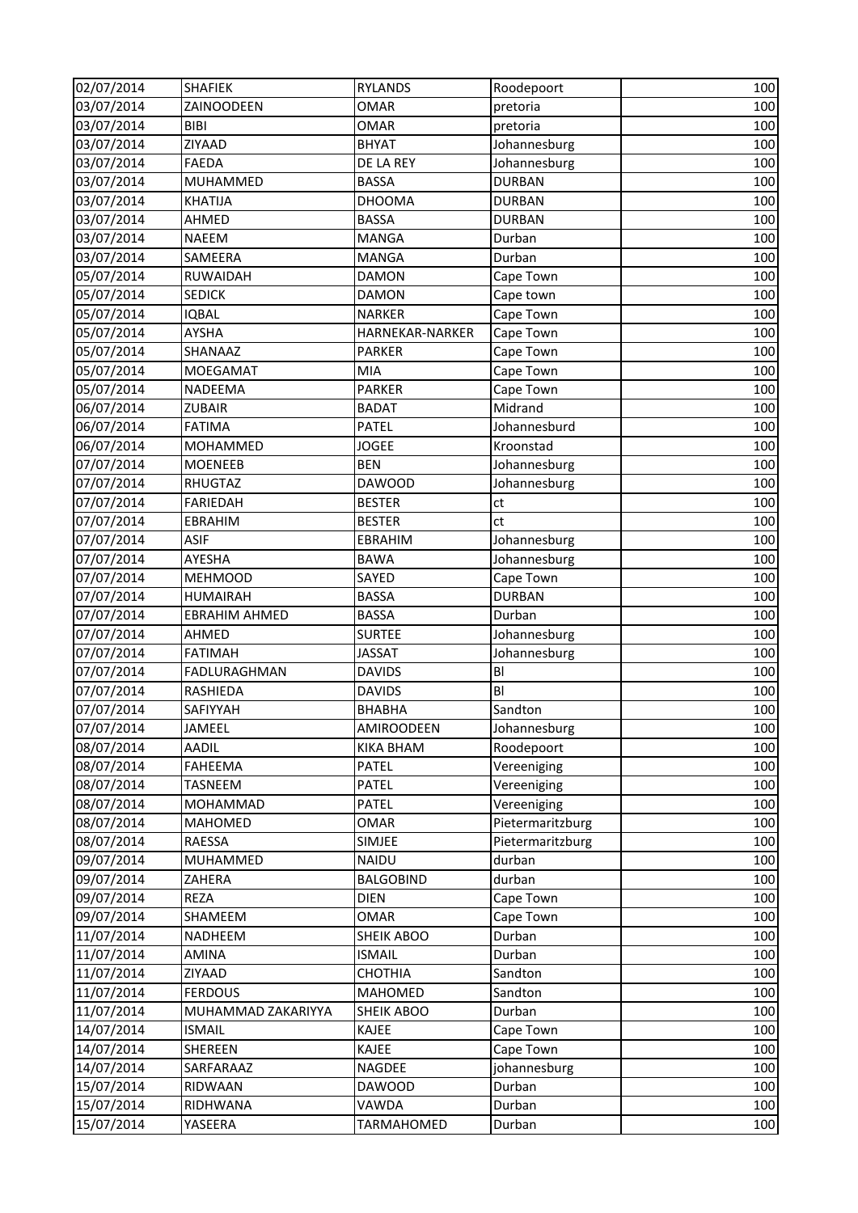| | | | | |
|---|---|---|---|---|
| 02/07/2014 | SHAFIEK | RYLANDS | Roodepoort | 100 |
| 03/07/2014 | ZAINOODEEN | OMAR | pretoria | 100 |
| 03/07/2014 | BIBI | OMAR | pretoria | 100 |
| 03/07/2014 | ZIYAAD | BHYAT | Johannesburg | 100 |
| 03/07/2014 | FAEDA | DE LA REY | Johannesburg | 100 |
| 03/07/2014 | MUHAMMED | BASSA | DURBAN | 100 |
| 03/07/2014 | KHATIJA | DHOOMA | DURBAN | 100 |
| 03/07/2014 | AHMED | BASSA | DURBAN | 100 |
| 03/07/2014 | NAEEM | MANGA | Durban | 100 |
| 03/07/2014 | SAMEERA | MANGA | Durban | 100 |
| 05/07/2014 | RUWAIDAH | DAMON | Cape Town | 100 |
| 05/07/2014 | SEDICK | DAMON | Cape town | 100 |
| 05/07/2014 | IQBAL | NARKER | Cape Town | 100 |
| 05/07/2014 | AYSHA | HARNEKAR-NARKER | Cape Town | 100 |
| 05/07/2014 | SHANAAZ | PARKER | Cape Town | 100 |
| 05/07/2014 | MOEGAMAT | MIA | Cape Town | 100 |
| 05/07/2014 | NADEEMA | PARKER | Cape Town | 100 |
| 06/07/2014 | ZUBAIR | BADAT | Midrand | 100 |
| 06/07/2014 | FATIMA | PATEL | Johannesburd | 100 |
| 06/07/2014 | MOHAMMED | JOGEE | Kroonstad | 100 |
| 07/07/2014 | MOENEEB | BEN | Johannesburg | 100 |
| 07/07/2014 | RHUGTAZ | DAWOOD | Johannesburg | 100 |
| 07/07/2014 | FARIEDAH | BESTER | ct | 100 |
| 07/07/2014 | EBRAHIM | BESTER | ct | 100 |
| 07/07/2014 | ASIF | EBRAHIM | Johannesburg | 100 |
| 07/07/2014 | AYESHA | BAWA | Johannesburg | 100 |
| 07/07/2014 | MEHMOOD | SAYED | Cape Town | 100 |
| 07/07/2014 | HUMAIRAH | BASSA | DURBAN | 100 |
| 07/07/2014 | EBRAHIM AHMED | BASSA | Durban | 100 |
| 07/07/2014 | AHMED | SURTEE | Johannesburg | 100 |
| 07/07/2014 | FATIMAH | JASSAT | Johannesburg | 100 |
| 07/07/2014 | FADLURAGHMAN | DAVIDS | Bl | 100 |
| 07/07/2014 | RASHIEDA | DAVIDS | Bl | 100 |
| 07/07/2014 | SAFIYYAH | BHABHA | Sandton | 100 |
| 07/07/2014 | JAMEEL | AMIROODEEN | Johannesburg | 100 |
| 08/07/2014 | AADIL | KIKA BHAM | Roodepoort | 100 |
| 08/07/2014 | FAHEEMA | PATEL | Vereeniging | 100 |
| 08/07/2014 | TASNEEM | PATEL | Vereeniging | 100 |
| 08/07/2014 | MOHAMMAD | PATEL | Vereeniging | 100 |
| 08/07/2014 | MAHOMED | OMAR | Pietermaritzburg | 100 |
| 08/07/2014 | RAESSA | SIMJEE | Pietermaritzburg | 100 |
| 09/07/2014 | MUHAMMED | NAIDU | durban | 100 |
| 09/07/2014 | ZAHERA | BALGOBIND | durban | 100 |
| 09/07/2014 | REZA | DIEN | Cape Town | 100 |
| 09/07/2014 | SHAMEEM | OMAR | Cape Town | 100 |
| 11/07/2014 | NADHEEM | SHEIK ABOO | Durban | 100 |
| 11/07/2014 | AMINA | ISMAIL | Durban | 100 |
| 11/07/2014 | ZIYAAD | CHOTHIA | Sandton | 100 |
| 11/07/2014 | FERDOUS | MAHOMED | Sandton | 100 |
| 11/07/2014 | MUHAMMAD ZAKARIYYA | SHEIK ABOO | Durban | 100 |
| 14/07/2014 | ISMAIL | KAJEE | Cape Town | 100 |
| 14/07/2014 | SHEREEN | KAJEE | Cape Town | 100 |
| 14/07/2014 | SARFARAAZ | NAGDEE | johannesburg | 100 |
| 15/07/2014 | RIDWAAN | DAWOOD | Durban | 100 |
| 15/07/2014 | RIDHWANA | VAWDA | Durban | 100 |
| 15/07/2014 | YASEERA | TARMAHOMED | Durban | 100 |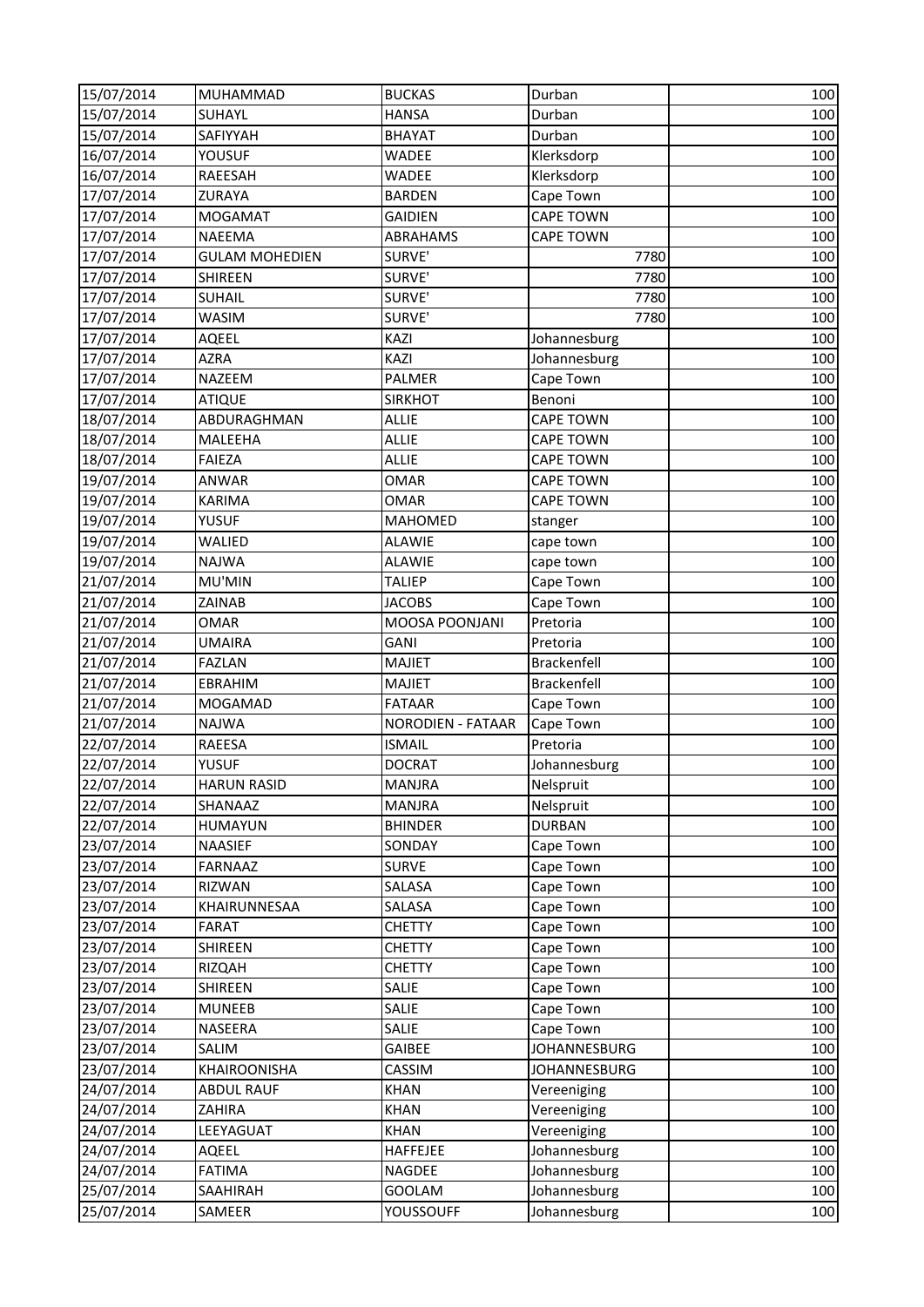| | | | | |
|---|---|---|---|---|
| 15/07/2014 | MUHAMMAD | BUCKAS | Durban | 100 |
| 15/07/2014 | SUHAYL | HANSA | Durban | 100 |
| 15/07/2014 | SAFIYYAH | BHAYAT | Durban | 100 |
| 16/07/2014 | YOUSUF | WADEE | Klerksdorp | 100 |
| 16/07/2014 | RAEESAH | WADEE | Klerksdorp | 100 |
| 17/07/2014 | ZURAYA | BARDEN | Cape Town | 100 |
| 17/07/2014 | MOGAMAT | GAIDIEN | CAPE TOWN | 100 |
| 17/07/2014 | NAEEMA | ABRAHAMS | CAPE TOWN | 100 |
| 17/07/2014 | GULAM MOHEDIEN | SURVE' | 7780 | 100 |
| 17/07/2014 | SHIREEN | SURVE' | 7780 | 100 |
| 17/07/2014 | SUHAIL | SURVE' | 7780 | 100 |
| 17/07/2014 | WASIM | SURVE' | 7780 | 100 |
| 17/07/2014 | AQEEL | KAZI | Johannesburg | 100 |
| 17/07/2014 | AZRA | KAZI | Johannesburg | 100 |
| 17/07/2014 | NAZEEM | PALMER | Cape Town | 100 |
| 17/07/2014 | ATIQUE | SIRKHOT | Benoni | 100 |
| 18/07/2014 | ABDURAGHMAN | ALLIE | CAPE TOWN | 100 |
| 18/07/2014 | MALEEHA | ALLIE | CAPE TOWN | 100 |
| 18/07/2014 | FAIEZA | ALLIE | CAPE TOWN | 100 |
| 19/07/2014 | ANWAR | OMAR | CAPE TOWN | 100 |
| 19/07/2014 | KARIMA | OMAR | CAPE TOWN | 100 |
| 19/07/2014 | YUSUF | MAHOMED | stanger | 100 |
| 19/07/2014 | WALIED | ALAWIE | cape town | 100 |
| 19/07/2014 | NAJWA | ALAWIE | cape town | 100 |
| 21/07/2014 | MU'MIN | TALIEP | Cape Town | 100 |
| 21/07/2014 | ZAINAB | JACOBS | Cape Town | 100 |
| 21/07/2014 | OMAR | MOOSA POONJANI | Pretoria | 100 |
| 21/07/2014 | UMAIRA | GANI | Pretoria | 100 |
| 21/07/2014 | FAZLAN | MAJIET | Brackenfell | 100 |
| 21/07/2014 | EBRAHIM | MAJIET | Brackenfell | 100 |
| 21/07/2014 | MOGAMAD | FATAAR | Cape Town | 100 |
| 21/07/2014 | NAJWA | NORODIEN - FATAAR | Cape Town | 100 |
| 22/07/2014 | RAEESA | ISMAIL | Pretoria | 100 |
| 22/07/2014 | YUSUF | DOCRAT | Johannesburg | 100 |
| 22/07/2014 | HARUN RASID | MANJRA | Nelspruit | 100 |
| 22/07/2014 | SHANAAZ | MANJRA | Nelspruit | 100 |
| 22/07/2014 | HUMAYUN | BHINDER | DURBAN | 100 |
| 23/07/2014 | NAASIEF | SONDAY | Cape Town | 100 |
| 23/07/2014 | FARNAAZ | SURVE | Cape Town | 100 |
| 23/07/2014 | RIZWAN | SALASA | Cape Town | 100 |
| 23/07/2014 | KHAIRUNNESAA | SALASA | Cape Town | 100 |
| 23/07/2014 | FARAT | CHETTY | Cape Town | 100 |
| 23/07/2014 | SHIREEN | CHETTY | Cape Town | 100 |
| 23/07/2014 | RIZQAH | CHETTY | Cape Town | 100 |
| 23/07/2014 | SHIREEN | SALIE | Cape Town | 100 |
| 23/07/2014 | MUNEEB | SALIE | Cape Town | 100 |
| 23/07/2014 | NASEERA | SALIE | Cape Town | 100 |
| 23/07/2014 | SALIM | GAIBEE | JOHANNESBURG | 100 |
| 23/07/2014 | KHAIROONISHA | CASSIM | JOHANNESBURG | 100 |
| 24/07/2014 | ABDUL RAUF | KHAN | Vereeniging | 100 |
| 24/07/2014 | ZAHIRA | KHAN | Vereeniging | 100 |
| 24/07/2014 | LEEYAGUAT | KHAN | Vereeniging | 100 |
| 24/07/2014 | AQEEL | HAFFEJEE | Johannesburg | 100 |
| 24/07/2014 | FATIMA | NAGDEE | Johannesburg | 100 |
| 25/07/2014 | SAAHIRAH | GOOLAM | Johannesburg | 100 |
| 25/07/2014 | SAMEER | YOUSSOUFF | Johannesburg | 100 |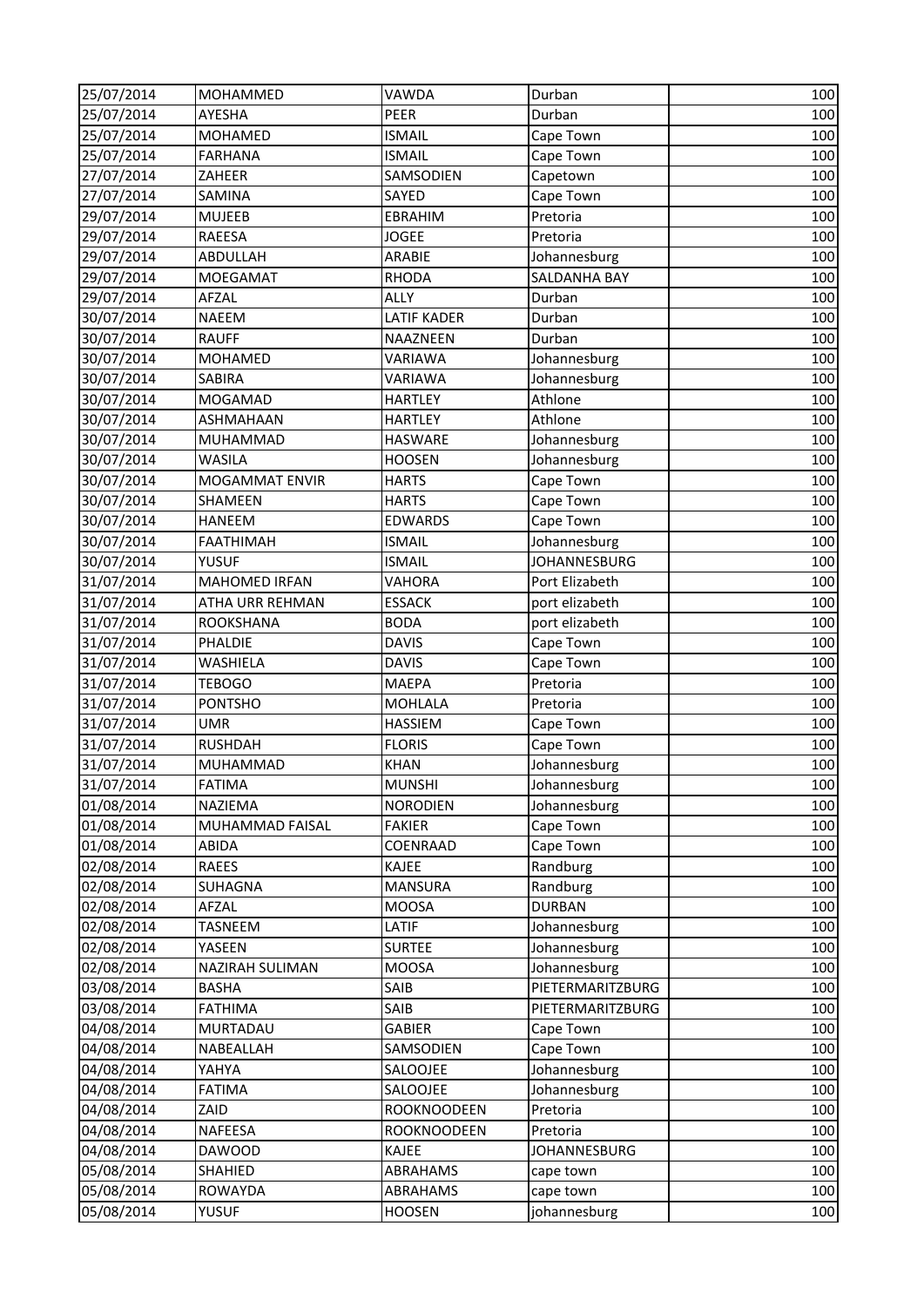| 25/07/2014 | MOHAMMED | VAWDA | Durban | 100 |
|---|---|---|---|---|
| 25/07/2014 | AYESHA | PEER | Durban | 100 |
| 25/07/2014 | MOHAMED | ISMAIL | Cape Town | 100 |
| 25/07/2014 | FARHANA | ISMAIL | Cape Town | 100 |
| 27/07/2014 | ZAHEER | SAMSODIEN | Capetown | 100 |
| 27/07/2014 | SAMINA | SAYED | Cape Town | 100 |
| 29/07/2014 | MUJEEB | EBRAHIM | Pretoria | 100 |
| 29/07/2014 | RAEESA | JOGEE | Pretoria | 100 |
| 29/07/2014 | ABDULLAH | ARABIE | Johannesburg | 100 |
| 29/07/2014 | MOEGAMAT | RHODA | SALDANHA BAY | 100 |
| 29/07/2014 | AFZAL | ALLY | Durban | 100 |
| 30/07/2014 | NAEEM | LATIF KADER | Durban | 100 |
| 30/07/2014 | RAUFF | NAAZNEEN | Durban | 100 |
| 30/07/2014 | MOHAMED | VARIAWA | Johannesburg | 100 |
| 30/07/2014 | SABIRA | VARIAWA | Johannesburg | 100 |
| 30/07/2014 | MOGAMAD | HARTLEY | Athlone | 100 |
| 30/07/2014 | ASHMAHAAN | HARTLEY | Athlone | 100 |
| 30/07/2014 | MUHAMMAD | HASWARE | Johannesburg | 100 |
| 30/07/2014 | WASILA | HOOSEN | Johannesburg | 100 |
| 30/07/2014 | MOGAMMAT ENVIR | HARTS | Cape Town | 100 |
| 30/07/2014 | SHAMEEN | HARTS | Cape Town | 100 |
| 30/07/2014 | HANEEM | EDWARDS | Cape Town | 100 |
| 30/07/2014 | FAATHIMAH | ISMAIL | Johannesburg | 100 |
| 30/07/2014 | YUSUF | ISMAIL | JOHANNESBURG | 100 |
| 31/07/2014 | MAHOMED IRFAN | VAHORA | Port Elizabeth | 100 |
| 31/07/2014 | ATHA URR REHMAN | ESSACK | port elizabeth | 100 |
| 31/07/2014 | ROOKSHANA | BODA | port elizabeth | 100 |
| 31/07/2014 | PHALDIE | DAVIS | Cape Town | 100 |
| 31/07/2014 | WASHIELA | DAVIS | Cape Town | 100 |
| 31/07/2014 | TEBOGO | MAEPA | Pretoria | 100 |
| 31/07/2014 | PONTSHO | MOHLALA | Pretoria | 100 |
| 31/07/2014 | UMR | HASSIEM | Cape Town | 100 |
| 31/07/2014 | RUSHDAH | FLORIS | Cape Town | 100 |
| 31/07/2014 | MUHAMMAD | KHAN | Johannesburg | 100 |
| 31/07/2014 | FATIMA | MUNSHI | Johannesburg | 100 |
| 01/08/2014 | NAZIEMA | NORODIEN | Johannesburg | 100 |
| 01/08/2014 | MUHAMMAD FAISAL | FAKIER | Cape Town | 100 |
| 01/08/2014 | ABIDA | COENRAAD | Cape Town | 100 |
| 02/08/2014 | RAEES | KAJEE | Randburg | 100 |
| 02/08/2014 | SUHAGNA | MANSURA | Randburg | 100 |
| 02/08/2014 | AFZAL | MOOSA | DURBAN | 100 |
| 02/08/2014 | TASNEEM | LATIF | Johannesburg | 100 |
| 02/08/2014 | YASEEN | SURTEE | Johannesburg | 100 |
| 02/08/2014 | NAZIRAH SULIMAN | MOOSA | Johannesburg | 100 |
| 03/08/2014 | BASHA | SAIB | PIETERMARITZBURG | 100 |
| 03/08/2014 | FATHIMA | SAIB | PIETERMARITZBURG | 100 |
| 04/08/2014 | MURTADAU | GABIER | Cape Town | 100 |
| 04/08/2014 | NABEALLAH | SAMSODIEN | Cape Town | 100 |
| 04/08/2014 | YAHYA | SALOOJEE | Johannesburg | 100 |
| 04/08/2014 | FATIMA | SALOOJEE | Johannesburg | 100 |
| 04/08/2014 | ZAID | ROOKNOODEEN | Pretoria | 100 |
| 04/08/2014 | NAFEESA | ROOKNOODEEN | Pretoria | 100 |
| 04/08/2014 | DAWOOD | KAJEE | JOHANNESBURG | 100 |
| 05/08/2014 | SHAHIED | ABRAHAMS | cape town | 100 |
| 05/08/2014 | ROWAYDA | ABRAHAMS | cape town | 100 |
| 05/08/2014 | YUSUF | HOOSEN | johannesburg | 100 |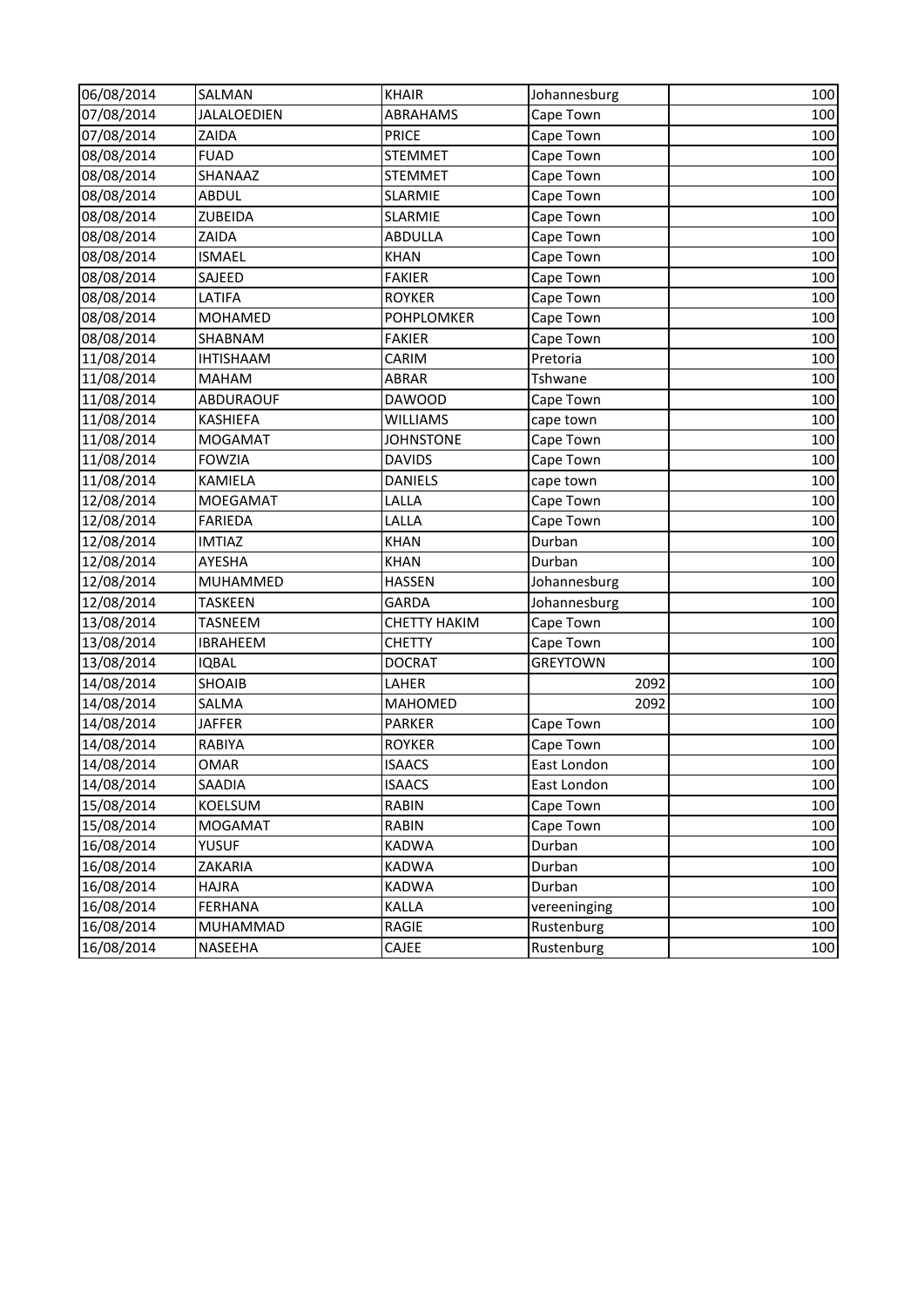| | | | | |
|---|---|---|---|---|
| 06/08/2014 | SALMAN | KHAIR | Johannesburg | 100 |
| 07/08/2014 | JALALOEDIEN | ABRAHAMS | Cape Town | 100 |
| 07/08/2014 | ZAIDA | PRICE | Cape Town | 100 |
| 08/08/2014 | FUAD | STEMMET | Cape Town | 100 |
| 08/08/2014 | SHANAAZ | STEMMET | Cape Town | 100 |
| 08/08/2014 | ABDUL | SLARMIE | Cape Town | 100 |
| 08/08/2014 | ZUBEIDA | SLARMIE | Cape Town | 100 |
| 08/08/2014 | ZAIDA | ABDULLA | Cape Town | 100 |
| 08/08/2014 | ISMAEL | KHAN | Cape Town | 100 |
| 08/08/2014 | SAJEED | FAKIER | Cape Town | 100 |
| 08/08/2014 | LATIFA | ROYKER | Cape Town | 100 |
| 08/08/2014 | MOHAMED | POHPLOMKER | Cape Town | 100 |
| 08/08/2014 | SHABNAM | FAKIER | Cape Town | 100 |
| 11/08/2014 | IHTISHAAM | CARIM | Pretoria | 100 |
| 11/08/2014 | MAHAM | ABRAR | Tshwane | 100 |
| 11/08/2014 | ABDURAOUF | DAWOOD | Cape Town | 100 |
| 11/08/2014 | KASHIEFA | WILLIAMS | cape town | 100 |
| 11/08/2014 | MOGAMAT | JOHNSTONE | Cape Town | 100 |
| 11/08/2014 | FOWZIA | DAVIDS | Cape Town | 100 |
| 11/08/2014 | KAMIELA | DANIELS | cape town | 100 |
| 12/08/2014 | MOEGAMAT | LALLA | Cape Town | 100 |
| 12/08/2014 | FARIEDA | LALLA | Cape Town | 100 |
| 12/08/2014 | IMTIAZ | KHAN | Durban | 100 |
| 12/08/2014 | AYESHA | KHAN | Durban | 100 |
| 12/08/2014 | MUHAMMED | HASSEN | Johannesburg | 100 |
| 12/08/2014 | TASKEEN | GARDA | Johannesburg | 100 |
| 13/08/2014 | TASNEEM | CHETTY HAKIM | Cape Town | 100 |
| 13/08/2014 | IBRAHEEM | CHETTY | Cape Town | 100 |
| 13/08/2014 | IQBAL | DOCRAT | GREYTOWN | 100 |
| 14/08/2014 | SHOAIB | LAHER | 2092 | 100 |
| 14/08/2014 | SALMA | MAHOMED | 2092 | 100 |
| 14/08/2014 | JAFFER | PARKER | Cape Town | 100 |
| 14/08/2014 | RABIYA | ROYKER | Cape Town | 100 |
| 14/08/2014 | OMAR | ISAACS | East London | 100 |
| 14/08/2014 | SAADIA | ISAACS | East London | 100 |
| 15/08/2014 | KOELSUM | RABIN | Cape Town | 100 |
| 15/08/2014 | MOGAMAT | RABIN | Cape Town | 100 |
| 16/08/2014 | YUSUF | KADWA | Durban | 100 |
| 16/08/2014 | ZAKARIA | KADWA | Durban | 100 |
| 16/08/2014 | HAJRA | KADWA | Durban | 100 |
| 16/08/2014 | FERHANA | KALLA | vereeninging | 100 |
| 16/08/2014 | MUHAMMAD | RAGIE | Rustenburg | 100 |
| 16/08/2014 | NASEEHA | CAJEE | Rustenburg | 100 |